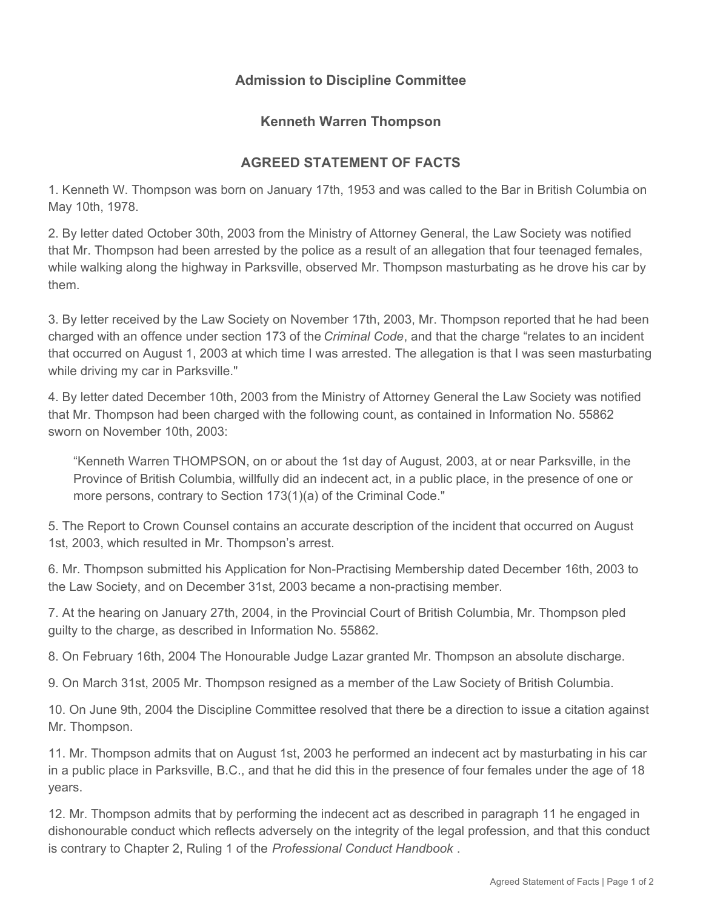## Admission to Discipline Committee

### Kenneth Warren Thompson

### AGREED STATEMENT OF FACTS

1. Kenneth W. Thompson was born on January 17th, 1953 and was called to the Bar in British Columbia on May 10th, 1978.

2. By letter dated October 30th, 2003 from the Ministry of Attorney General, the Law Society was notified that Mr. Thompson had been arrested by the police as a result of an allegation that four teenaged females, while walking along the highway in Parksville, observed Mr. Thompson masturbating as he drove his car by them.

3. By letter received by the Law Society on November 17th, 2003, Mr. Thompson reported that he had been charged with an offence under section 173 of the *Criminal Code*, and that the charge "relates to an incident that occurred on August 1, 2003 at which time I was arrested. The allegation is that I was seen masturbating while driving my car in Parksville."

4. By letter dated December 10th, 2003 from the Ministry of Attorney General the Law Society was notified that Mr. Thompson had been charged with the following count, as contained in Information No. 55862 sworn on November 10th, 2003:

> "Kenneth Warren THOMPSON, on or about the 1st day of August, 2003, at or near Parksville, in the Province of British Columbia, willfully did an indecent act, in a public place, in the presence of one or more persons, contrary to Section 173(1)(a) of the Criminal Code."

5. The Report to Crown Counsel contains an accurate description of the incident that occurred on August 1st, 2003, which resulted in Mr. Thompson's arrest.

6. Mr. Thompson submitted his Application for Non-Practising Membership dated December 16th, 2003 to the Law Society, and on December 31st, 2003 became a non-practising member.

7. At the hearing on January 27th, 2004, in the Provincial Court of British Columbia, Mr. Thompson pled guilty to the charge, as described in Information No. 55862.

8. On February 16th, 2004 The Honourable Judge Lazar granted Mr. Thompson an absolute discharge.

9. On March 31st, 2005 Mr. Thompson resigned as a member of the Law Society of British Columbia.

10. On June 9th, 2004 the Discipline Committee resolved that there be a direction to issue a citation against Mr. Thompson.

11. Mr. Thompson admits that on August 1st, 2003 he performed an indecent act by masturbating in his car in a public place in Parksville, B.C., and that he did this in the presence of four females under the age of 18 years.

12. Mr. Thompson admits that by performing the indecent act as described in paragraph 11 he engaged in dishonourable conduct which reflects adversely on the integrity of the legal profession, and that this conduct is contrary to Chapter 2, Ruling 1 of the *Professional Conduct Handbook* .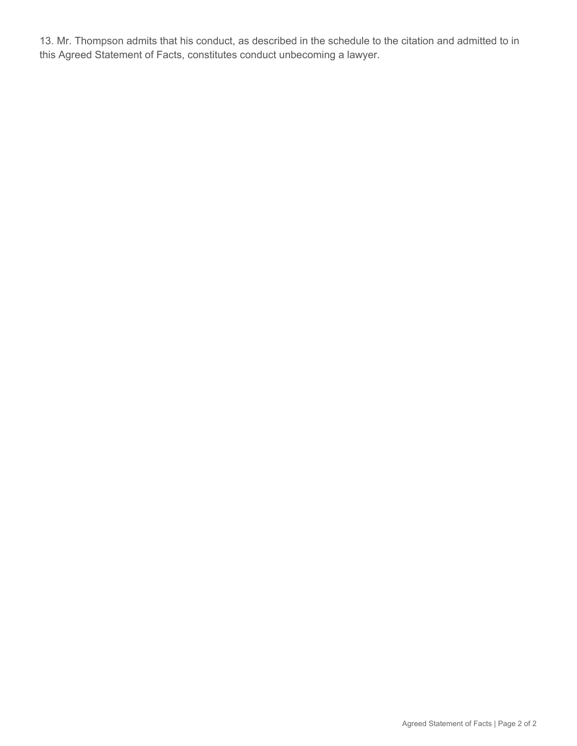13. Mr. Thompson admits that his conduct, as described in the schedule to the citation and admitted to in this Agreed Statement of Facts, constitutes conduct unbecoming a lawyer.